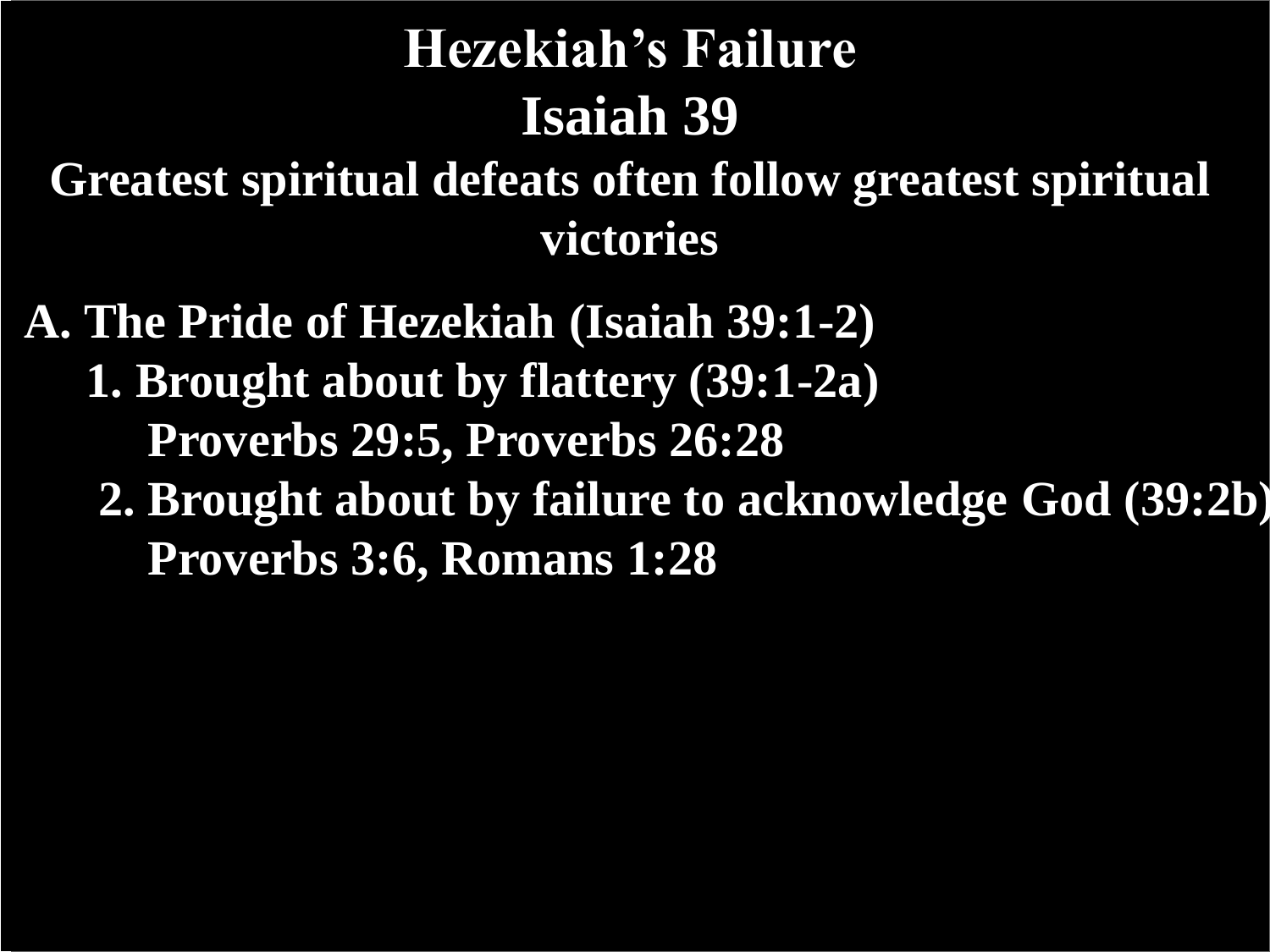# Hezekiah's Failure

# Isaiah 39

## Greatest spiritual defeats often follow greatest spiritual victories

**A. The Pride of Hezekiah (Isaiah 39:1-2)**

1. **Brought about by flattery (39:1-2a)**

   **Proverbs 29:5, Proverbs 26:28**

2. **Brought about by failure to acknowledge God (39:2b)**

   **Proverbs 3:6, Romans 1:28**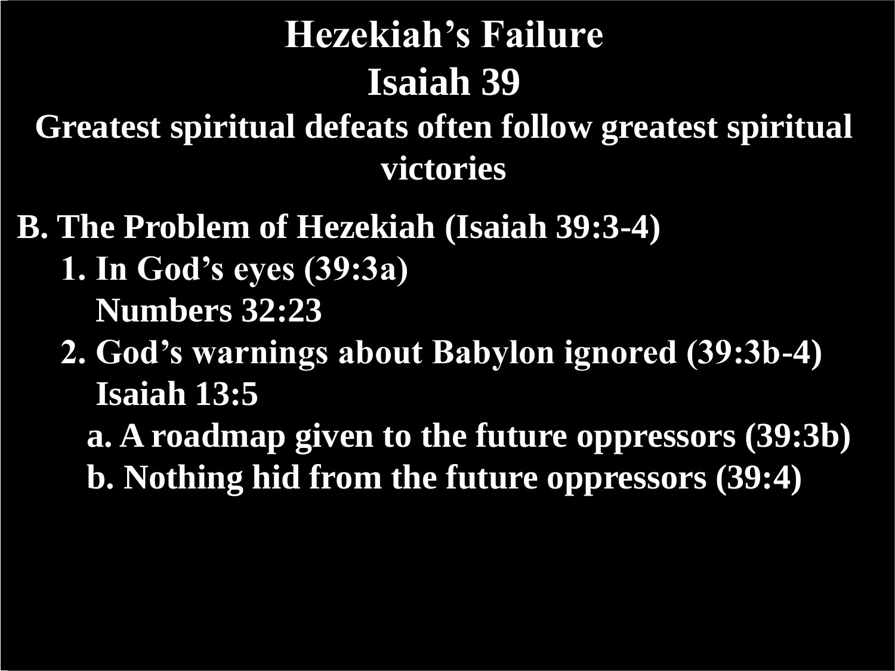# Hezekiah's Failure
# Isaiah 39

## Greatest spiritual defeats often follow greatest spiritual victories

**B. The Problem of Hezekiah (Isaiah 39:3-4)**

- **1. In God's eyes (39:3a)**
  **Numbers 32:23**
- **2. God's warnings about Babylon ignored (39:3b-4)**
  **Isaiah 13:5**
  - **a. A roadmap given to the future oppressors (39:3b)**
  - **b. Nothing hid from the future oppressors (39:4)**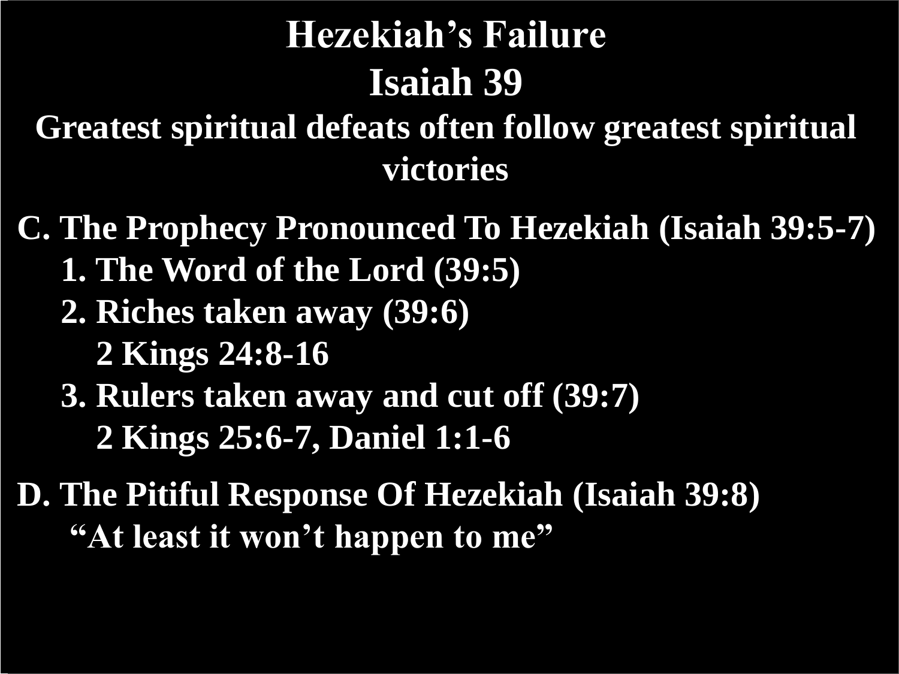# Hezekiah's Failure
# Isaiah 39

## Greatest spiritual defeats often follow greatest spiritual victories

**C. The Prophecy Pronounced To Hezekiah (Isaiah 39:5-7)**

1. **The Word of the Lord (39:5)**
2. **Riches taken away (39:6)**
   **2 Kings 24:8-16**
3. **Rulers taken away and cut off (39:7)**
   **2 Kings 25:6-7, Daniel 1:1-6**

**D. The Pitiful Response Of Hezekiah (Isaiah 39:8)**

**"At least it won't happen to me"**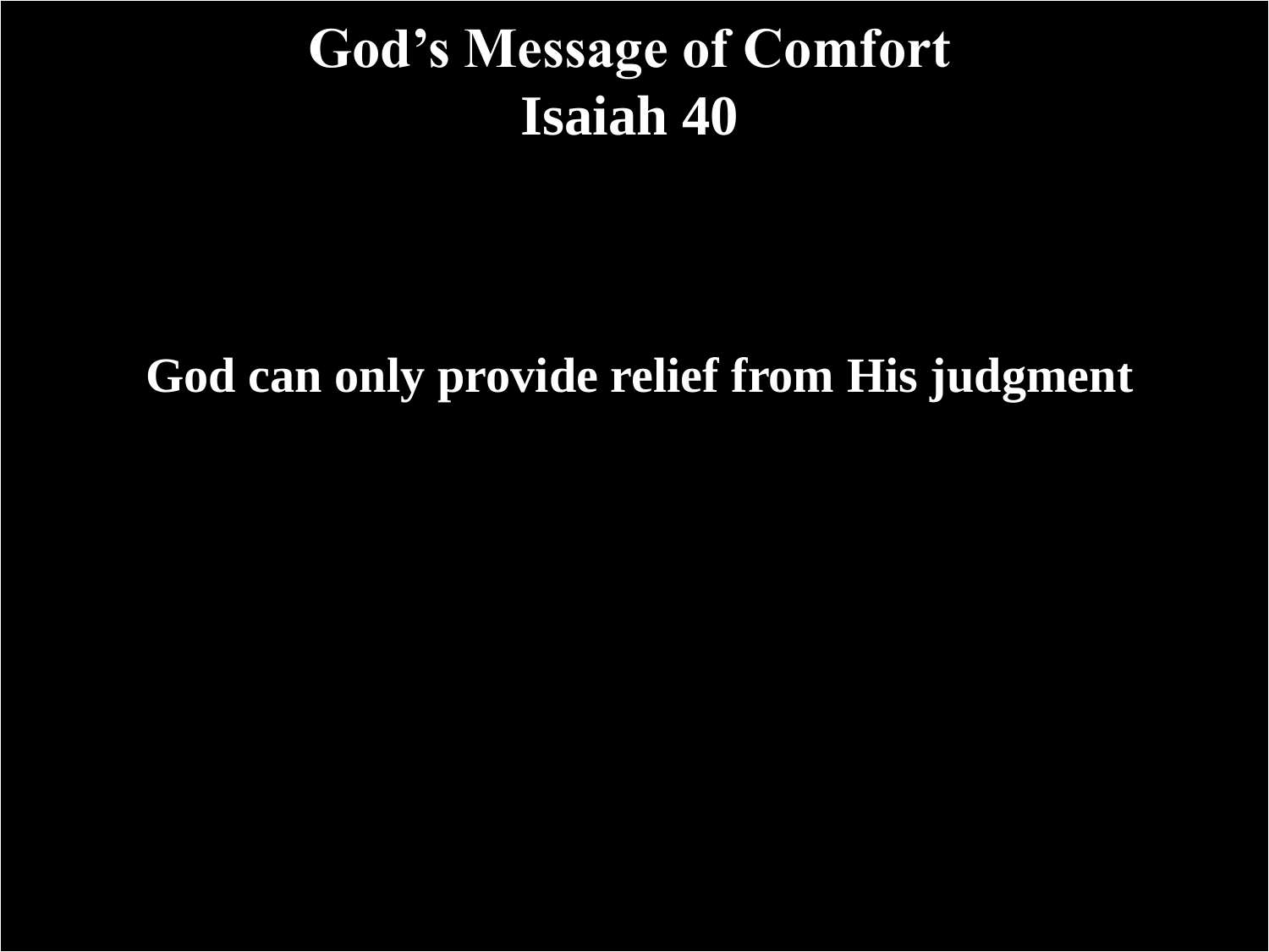# God's Message of Comfort
# Isaiah 40

**God can only provide relief from His judgment**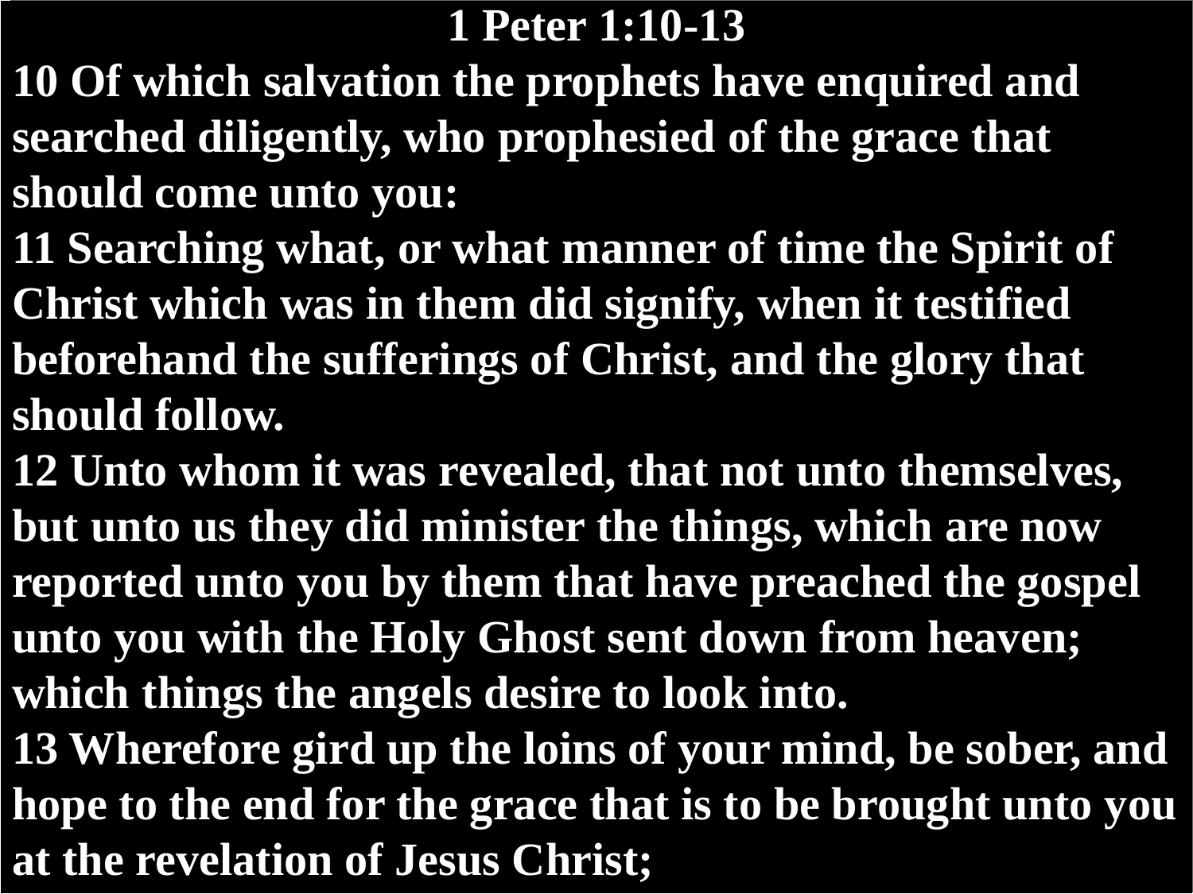# 1 Peter 1:10-13

**10 Of which salvation the prophets have enquired and searched diligently, who prophesied of the grace that should come unto you:**

**11 Searching what, or what manner of time the Spirit of Christ which was in them did signify, when it testified beforehand the sufferings of Christ, and the glory that should follow.**

**12 Unto whom it was revealed, that not unto themselves, but unto us they did minister the things, which are now reported unto you by them that have preached the gospel unto you with the Holy Ghost sent down from heaven; which things the angels desire to look into.**

**13 Wherefore gird up the loins of your mind, be sober, and hope to the end for the grace that is to be brought unto you at the revelation of Jesus Christ;**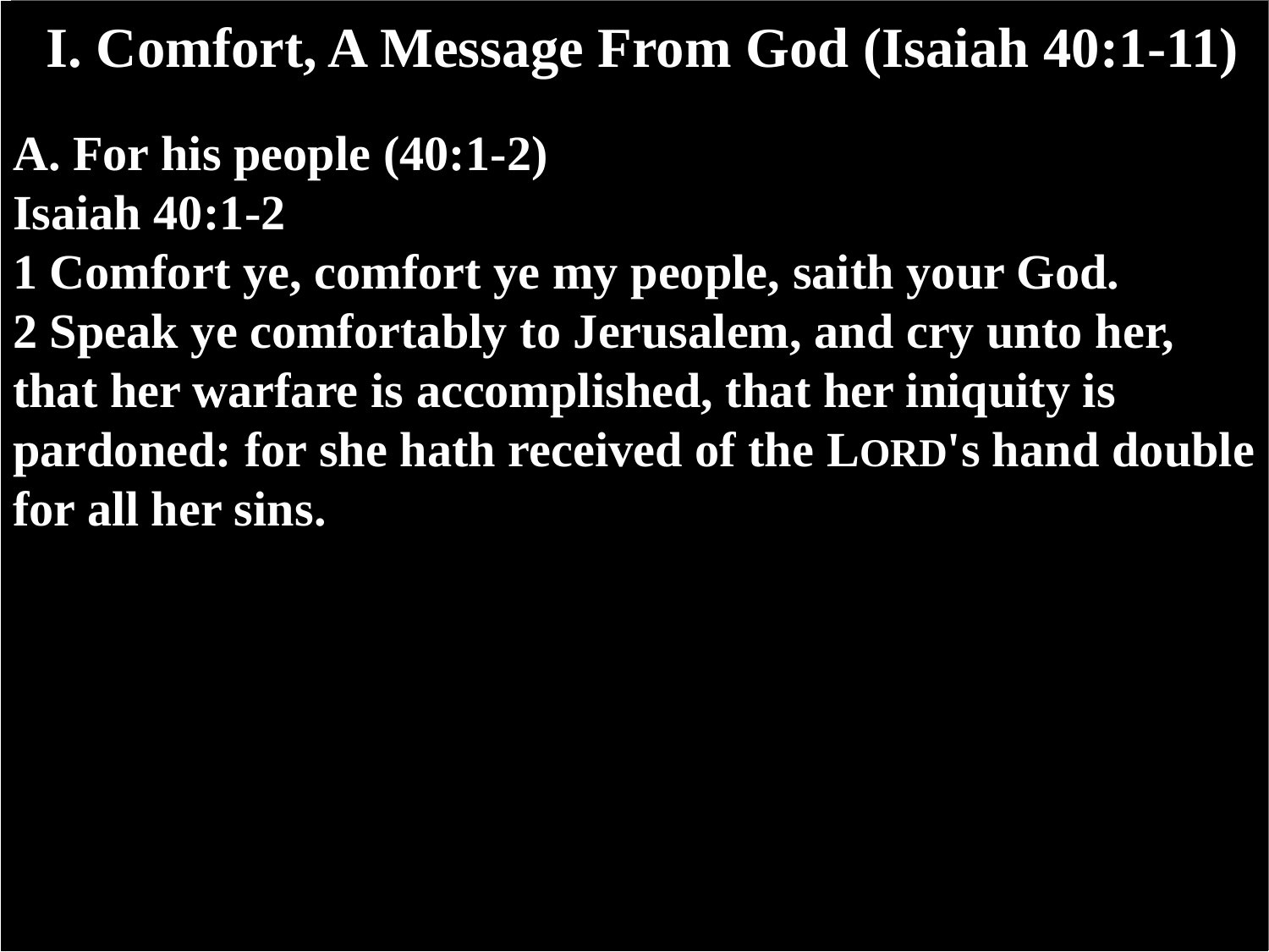# I. Comfort, A Message From God (Isaiah 40:1-11)

**A. For his people (40:1-2)**

**Isaiah 40:1-2**

**1 Comfort ye, comfort ye my people, saith your God.**

**2 Speak ye comfortably to Jerusalem, and cry unto her, that her warfare is accomplished, that her iniquity is pardoned: for she hath received of the LORD's hand double for all her sins.**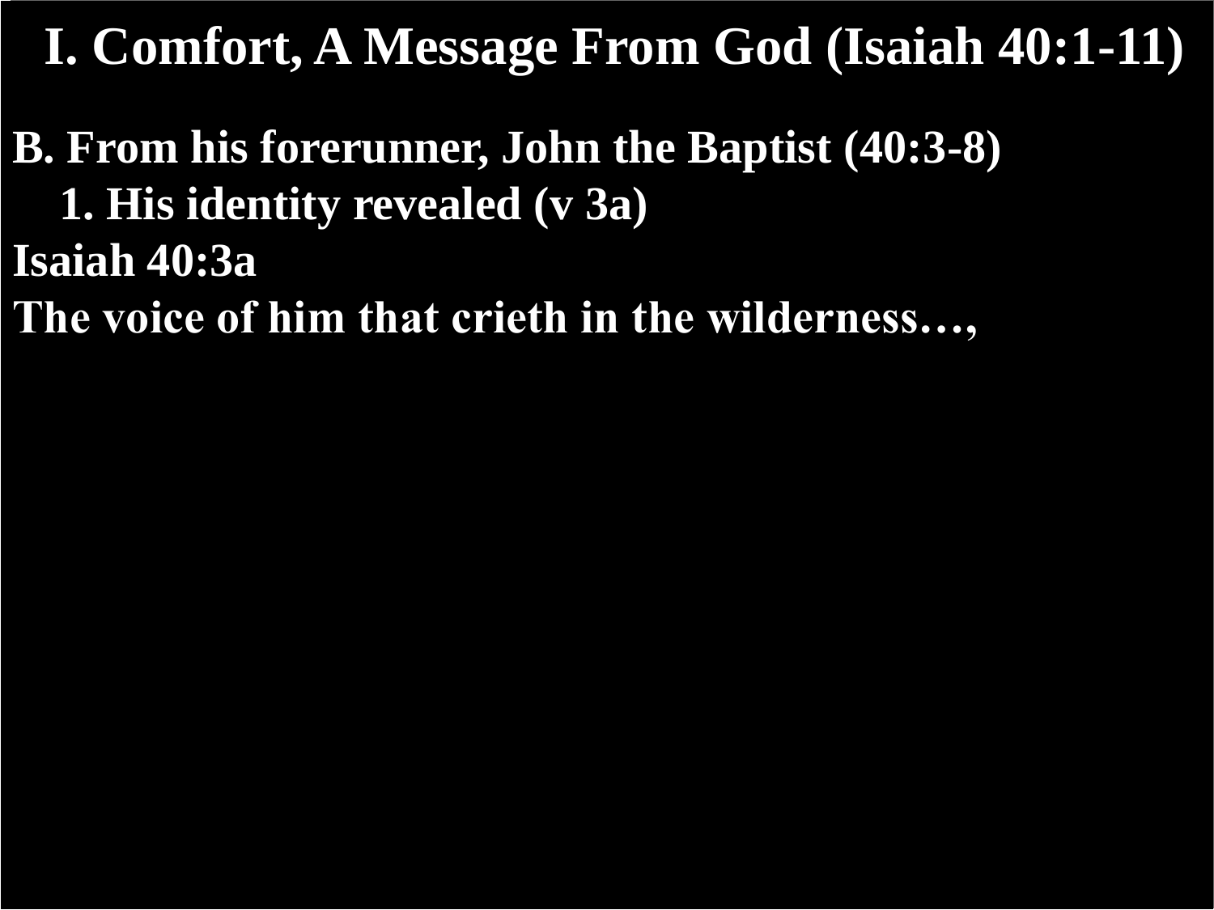# I. Comfort, A Message From God (Isaiah 40:1-11)

**B. From his forerunner, John the Baptist (40:3-8)**

**1. His identity revealed (v 3a)**

**Isaiah 40:3a**

**The voice of him that crieth in the wilderness…,**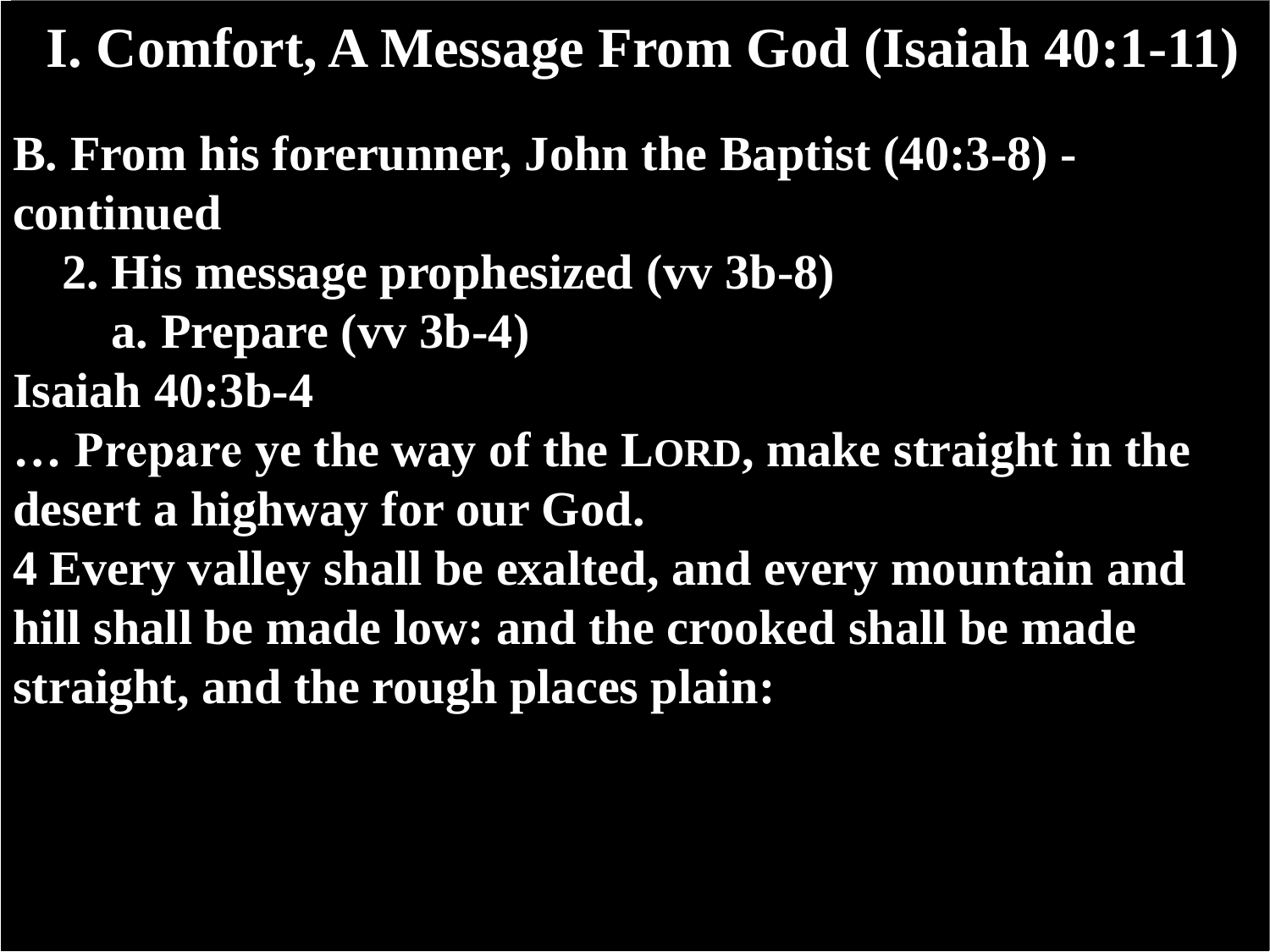# I. Comfort, A Message From God (Isaiah 40:1-11)

**B. From his forerunner, John the Baptist (40:3-8) - continued**

**2. His message prophesized (vv 3b-8)**

**a. Prepare (vv 3b-4)**

**Isaiah 40:3b-4**

**… Prepare ye the way of the LORD, make straight in the desert a highway for our God.**

**4 Every valley shall be exalted, and every mountain and hill shall be made low: and the crooked shall be made straight, and the rough places plain:**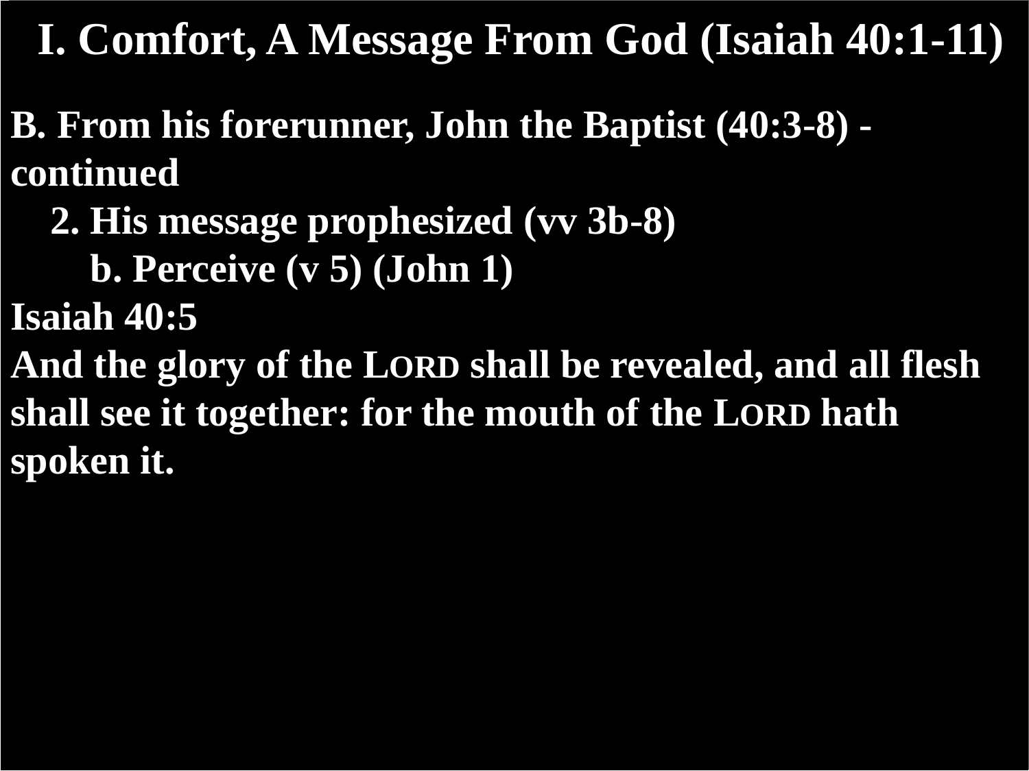# I. Comfort, A Message From God (Isaiah 40:1-11)

**B. From his forerunner, John the Baptist (40:3-8) - continued**

**2. His message prophesized (vv 3b-8)**

**b. Perceive (v 5) (John 1)**

**Isaiah 40:5**

**And the glory of the LORD shall be revealed, and all flesh shall see it together: for the mouth of the LORD hath spoken it.**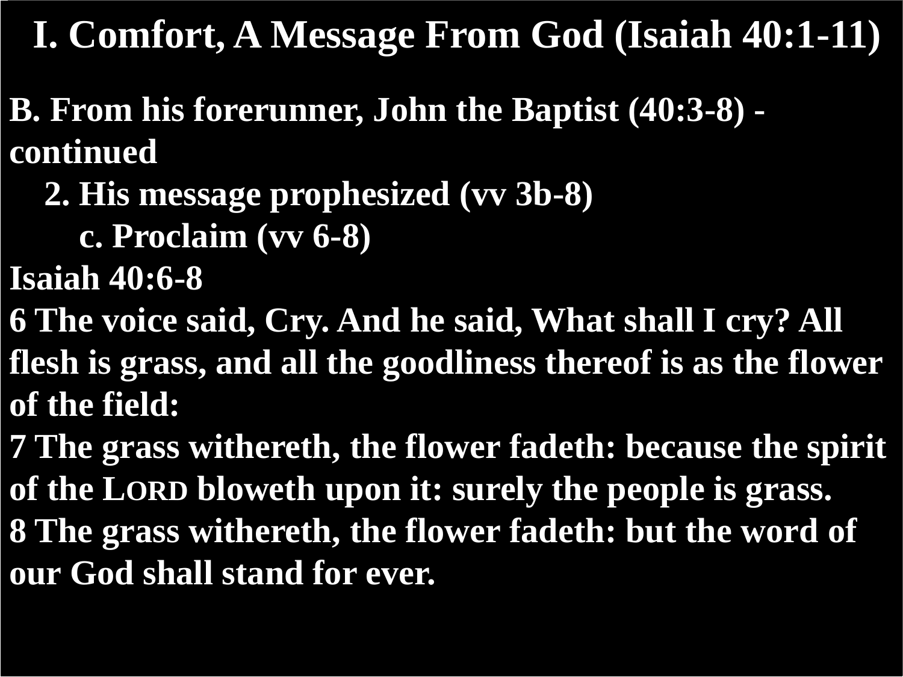# I. Comfort, A Message From God (Isaiah 40:1-11)

**B. From his forerunner, John the Baptist (40:3-8) - continued**

**2. His message prophesized (vv 3b-8)**

**c. Proclaim (vv 6-8)**

**Isaiah 40:6-8**

**6 The voice said, Cry. And he said, What shall I cry? All flesh is grass, and all the goodliness thereof is as the flower of the field:**

**7 The grass withereth, the flower fadeth: because the spirit of the LORD bloweth upon it: surely the people is grass.**

**8 The grass withereth, the flower fadeth: but the word of our God shall stand for ever.**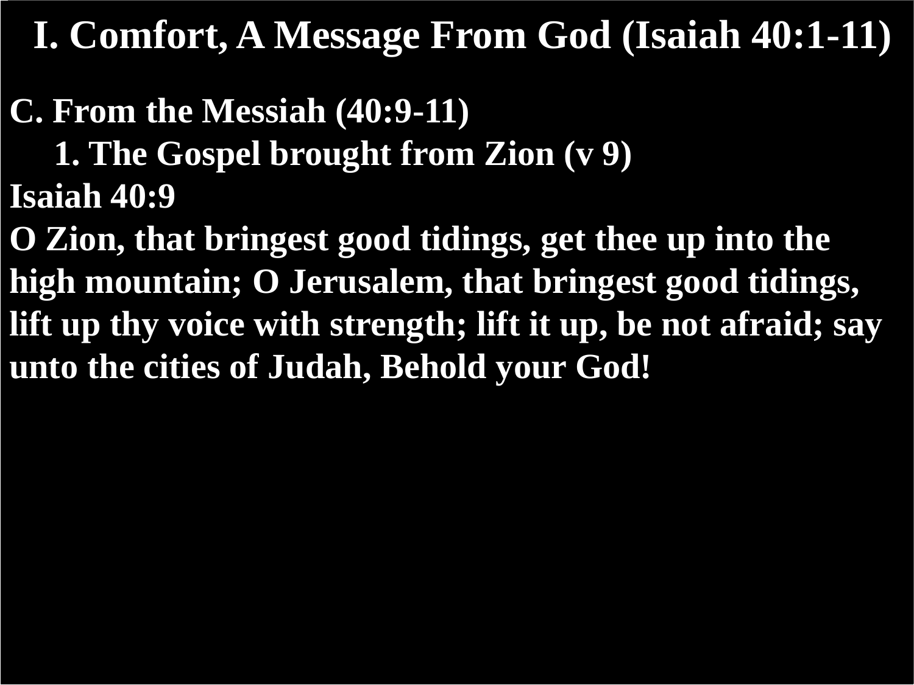# I. Comfort, A Message From God (Isaiah 40:1-11)

**C. From the Messiah (40:9-11)**

**1. The Gospel brought from Zion (v 9)**

**Isaiah 40:9**

**O Zion, that bringest good tidings, get thee up into the high mountain; O Jerusalem, that bringest good tidings, lift up thy voice with strength; lift it up, be not afraid; say unto the cities of Judah, Behold your God!**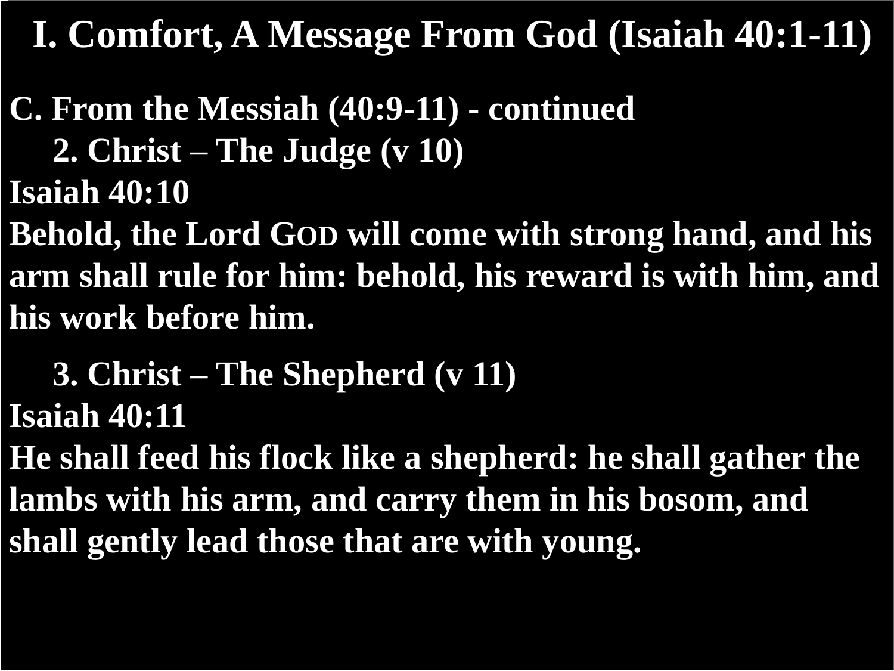# I. Comfort, A Message From God (Isaiah 40:1-11)

**C. From the Messiah (40:9-11) - continued**

**2. Christ – The Judge (v 10)**

**Isaiah 40:10**

**Behold, the Lord GOD will come with strong hand, and his arm shall rule for him: behold, his reward is with him, and his work before him.**

**3. Christ – The Shepherd (v 11)**

**Isaiah 40:11**

**He shall feed his flock like a shepherd: he shall gather the lambs with his arm, and carry them in his bosom, and shall gently lead those that are with young.**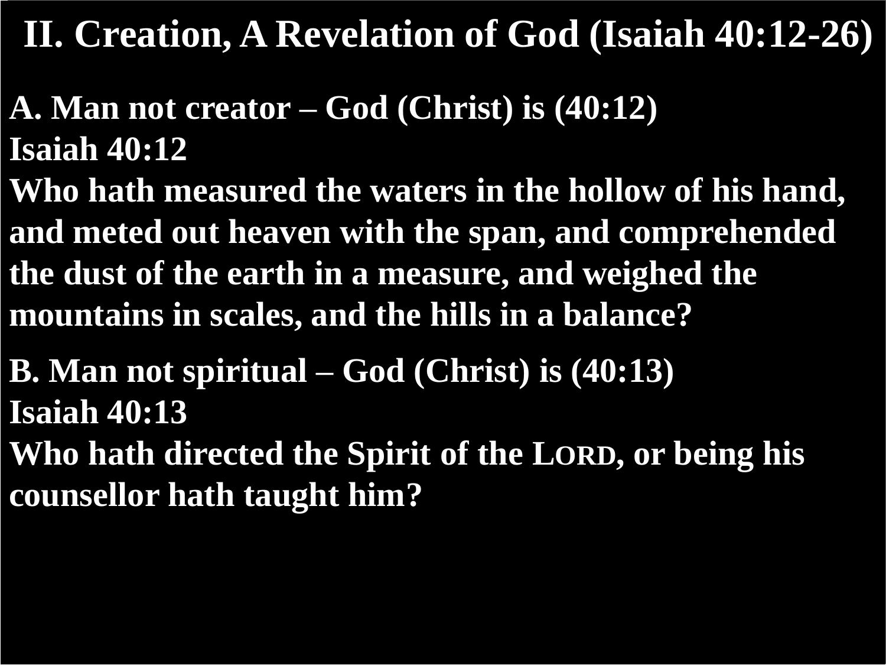# II. Creation, A Revelation of God (Isaiah 40:12-26)

**A. Man not creator – God (Christ) is (40:12)**
**Isaiah 40:12**
**Who hath measured the waters in the hollow of his hand, and meted out heaven with the span, and comprehended the dust of the earth in a measure, and weighed the mountains in scales, and the hills in a balance?**

**B. Man not spiritual – God (Christ) is (40:13)**
**Isaiah 40:13**
**Who hath directed the Spirit of the LORD, or being his counsellor hath taught him?**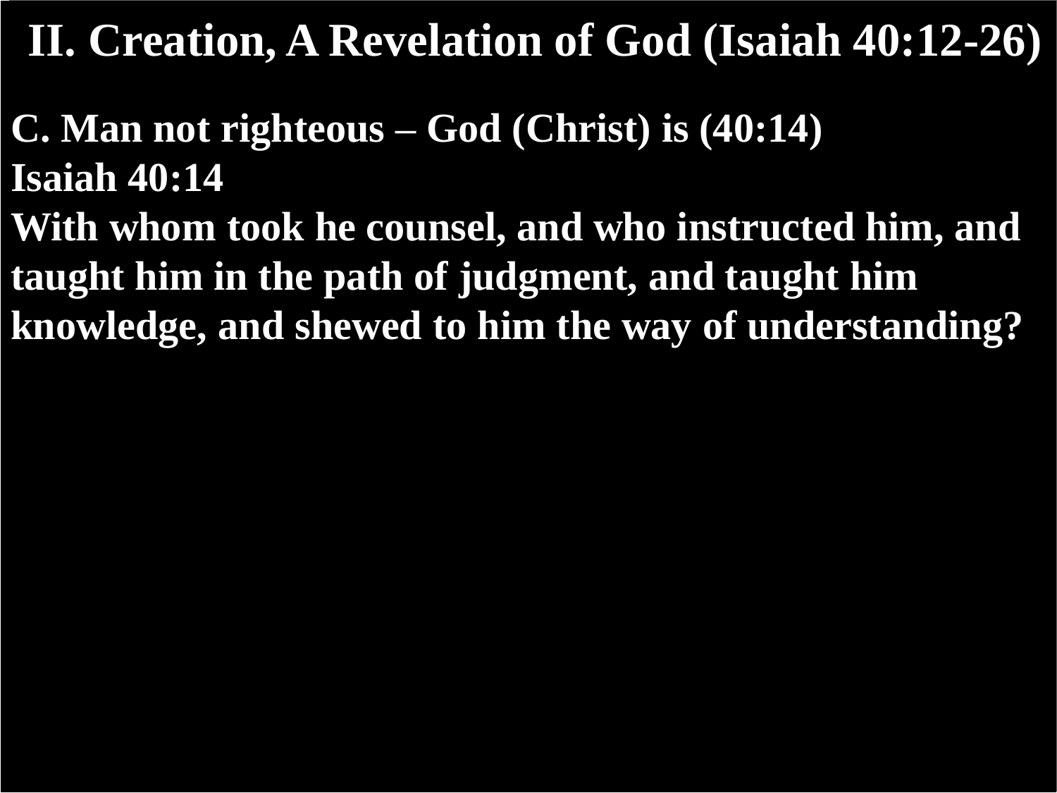# II. Creation, A Revelation of God (Isaiah 40:12-26)

**C. Man not righteous – God (Christ) is (40:14)**

**Isaiah 40:14**

**With whom took he counsel, and who instructed him, and taught him in the path of judgment, and taught him knowledge, and shewed to him the way of understanding?**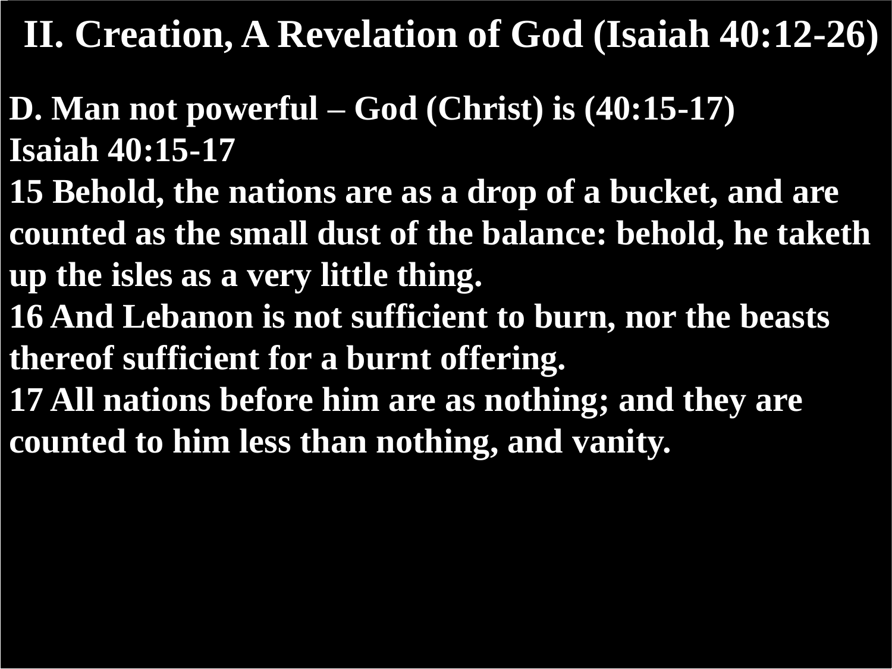# II. Creation, A Revelation of God (Isaiah 40:12-26)

**D. Man not powerful – God (Christ) is (40:15-17)**

**Isaiah 40:15-17**

**15 Behold, the nations are as a drop of a bucket, and are counted as the small dust of the balance: behold, he taketh up the isles as a very little thing.**

**16 And Lebanon is not sufficient to burn, nor the beasts thereof sufficient for a burnt offering.**

**17 All nations before him are as nothing; and they are counted to him less than nothing, and vanity.**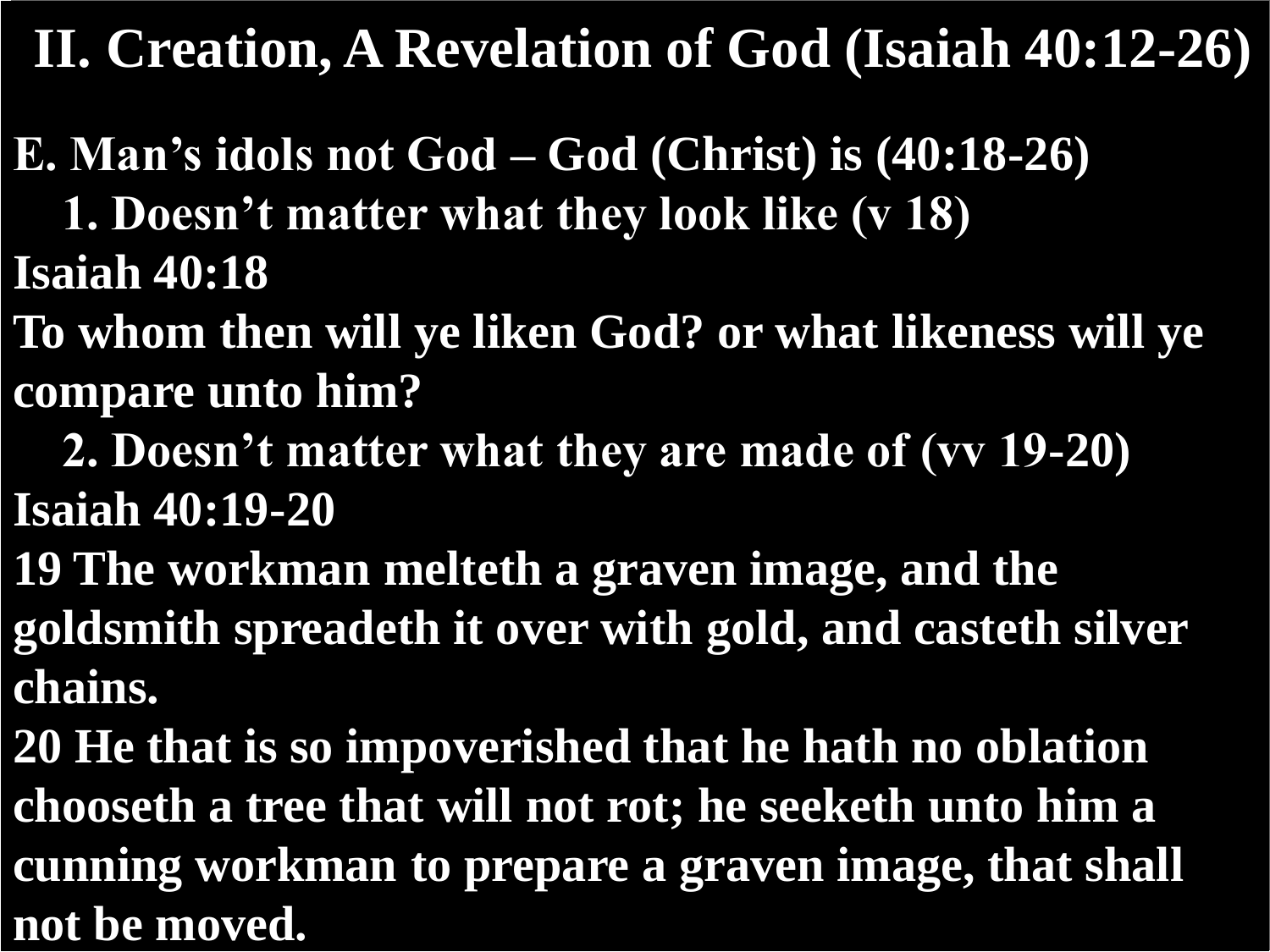# II. Creation, A Revelation of God (Isaiah 40:12-26)

**E. Man's idols not God – God (Christ) is (40:18-26)**

**1. Doesn't matter what they look like (v 18)**

**Isaiah 40:18**

**To whom then will ye liken God? or what likeness will ye compare unto him?**

**2. Doesn't matter what they are made of (vv 19-20)**

**Isaiah 40:19-20**

**19 The workman melteth a graven image, and the goldsmith spreadeth it over with gold, and casteth silver chains.**

**20 He that is so impoverished that he hath no oblation chooseth a tree that will not rot; he seeketh unto him a cunning workman to prepare a graven image, that shall not be moved.**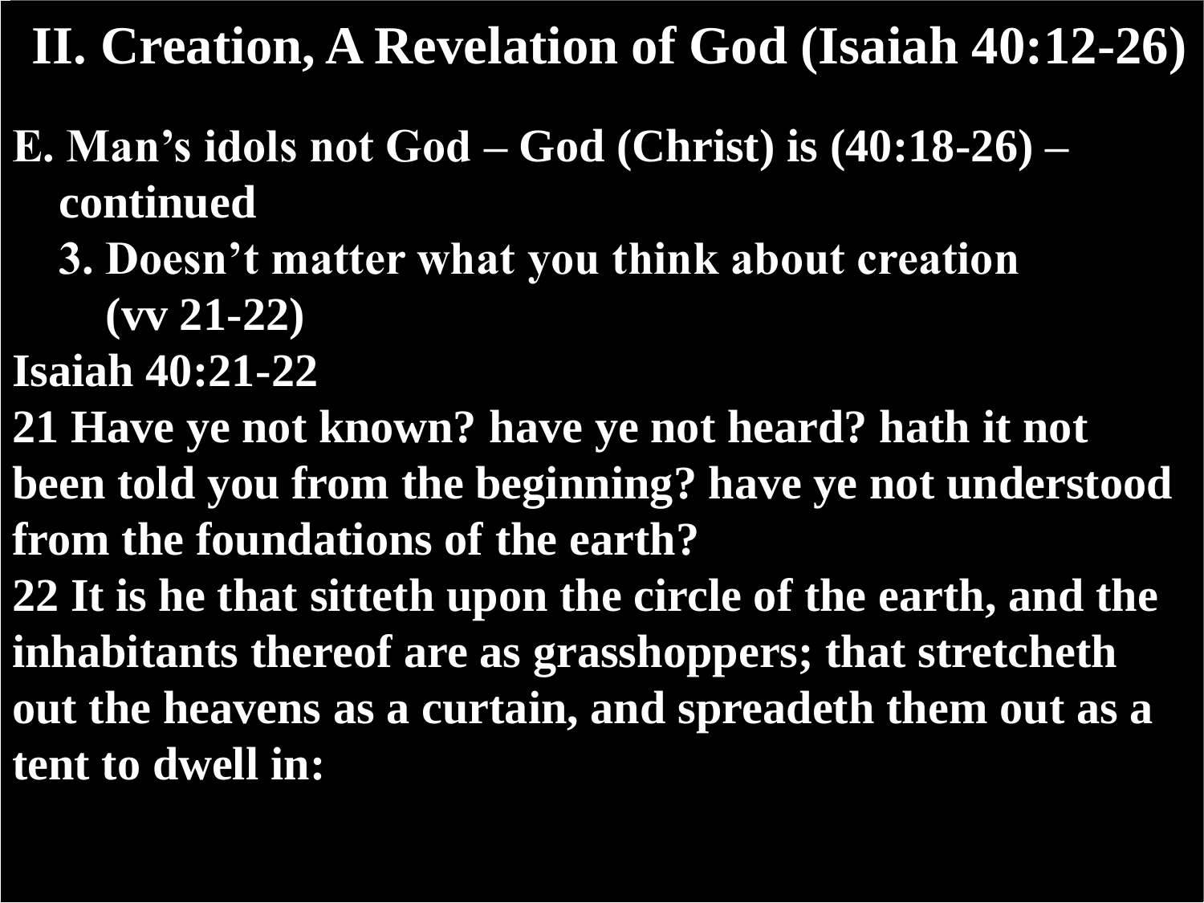# II. Creation, A Revelation of God (Isaiah 40:12-26)

**E. Man’s idols not God – God (Christ) is (40:18-26) – continued**

**3. Doesn’t matter what you think about creation (vv 21-22)**

**Isaiah 40:21-22**

**21 Have ye not known? have ye not heard? hath it not been told you from the beginning? have ye not understood from the foundations of the earth?**

**22 It is he that sitteth upon the circle of the earth, and the inhabitants thereof are as grasshoppers; that stretcheth out the heavens as a curtain, and spreadeth them out as a tent to dwell in:**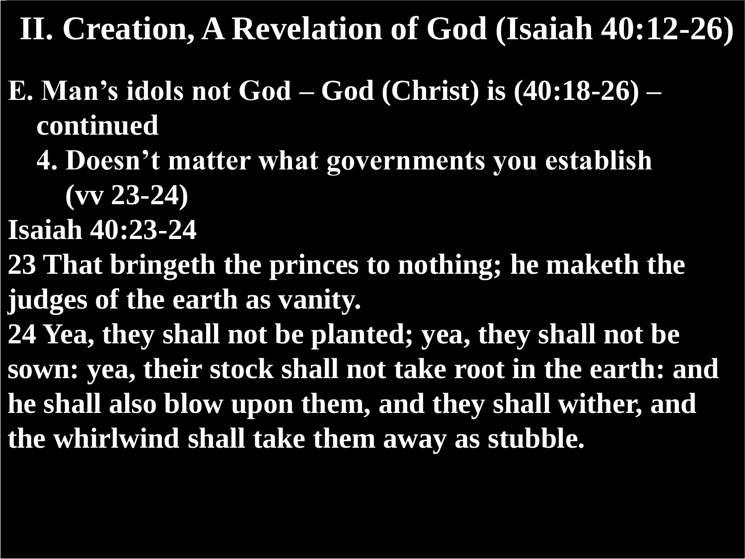# II. Creation, A Revelation of God (Isaiah 40:12-26)

**E. Man's idols not God – God (Christ) is (40:18-26) – continued**

**4. Doesn't matter what governments you establish (vv 23-24)**

**Isaiah 40:23-24**

**23 That bringeth the princes to nothing; he maketh the judges of the earth as vanity.**

**24 Yea, they shall not be planted; yea, they shall not be sown: yea, their stock shall not take root in the earth: and he shall also blow upon them, and they shall wither, and the whirlwind shall take them away as stubble.**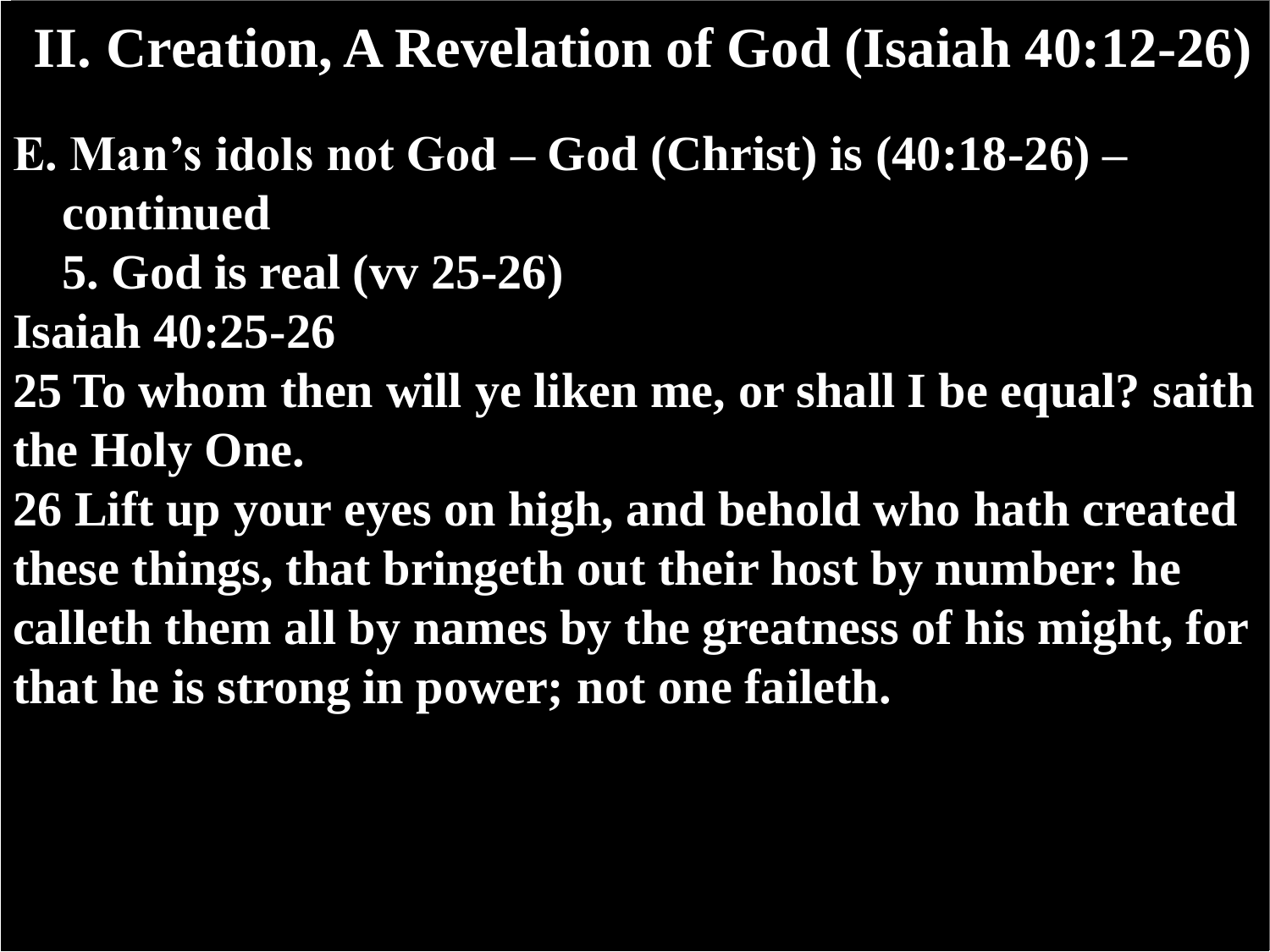# II. Creation, A Revelation of God (Isaiah 40:12-26)

**E. Man's idols not God – God (Christ) is (40:18-26) – continued**

**5. God is real (vv 25-26)**

**Isaiah 40:25-26**

**25 To whom then will ye liken me, or shall I be equal? saith the Holy One.**

**26 Lift up your eyes on high, and behold who hath created these things, that bringeth out their host by number: he calleth them all by names by the greatness of his might, for that he is strong in power; not one faileth.**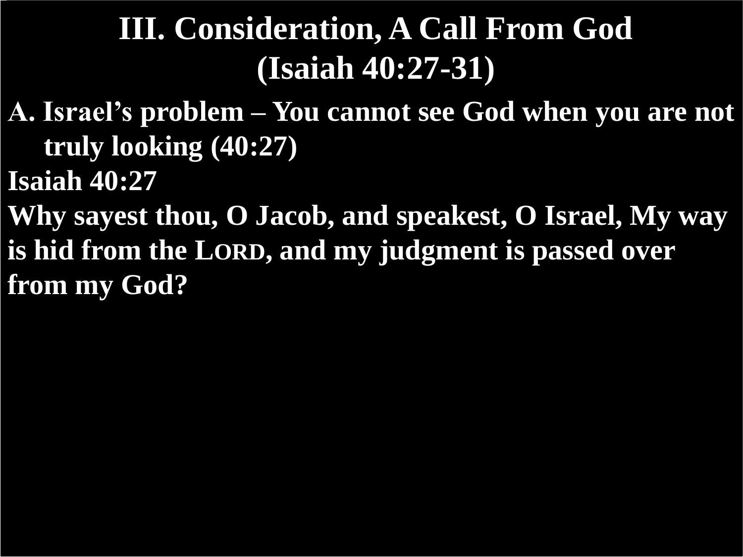# III. Consideration, A Call From God (Isaiah 40:27-31)

**A. Israel's problem – You cannot see God when you are not truly looking (40:27)**

**Isaiah 40:27**

**Why sayest thou, O Jacob, and speakest, O Israel, My way is hid from the LORD, and my judgment is passed over from my God?**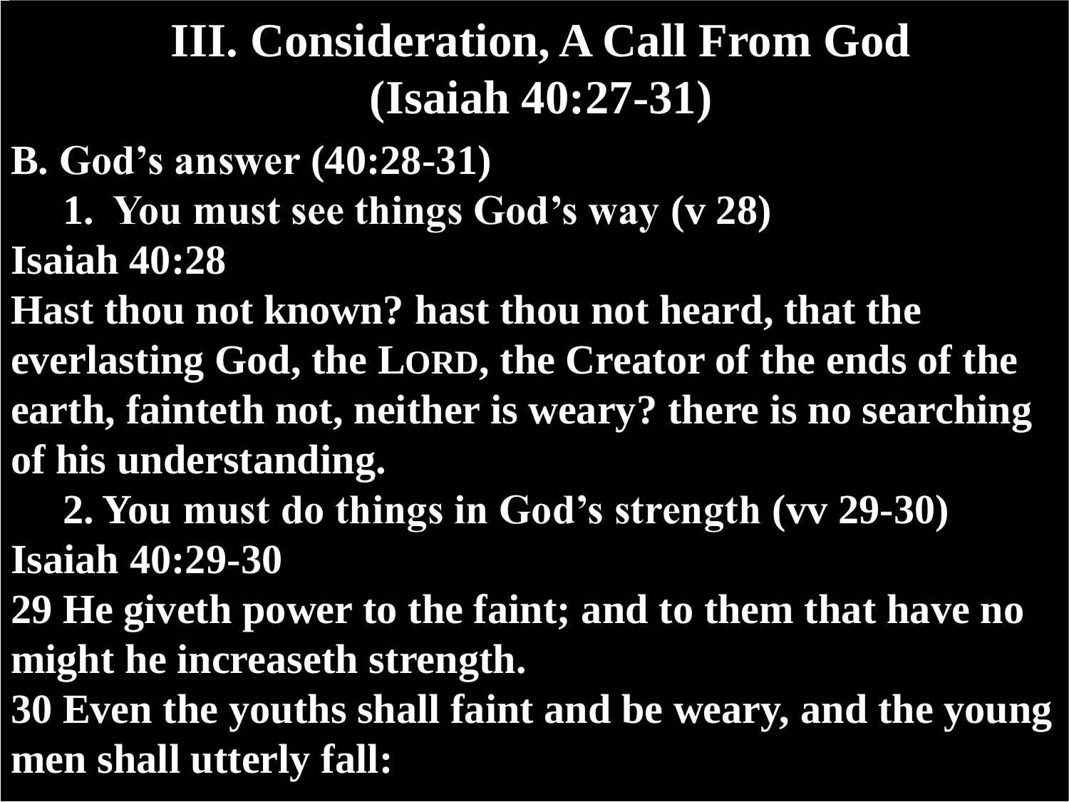# III. Consideration, A Call From God (Isaiah 40:27-31)

**B. God's answer (40:28-31)**

**1. You must see things God's way (v 28)**

**Isaiah 40:28**

**Hast thou not known? hast thou not heard, that the everlasting God, the LORD, the Creator of the ends of the earth, fainteth not, neither is weary? there is no searching of his understanding.**

**2. You must do things in God's strength (vv 29-30)**

**Isaiah 40:29-30**

**29 He giveth power to the faint; and to them that have no might he increaseth strength.**

**30 Even the youths shall faint and be weary, and the young men shall utterly fall:**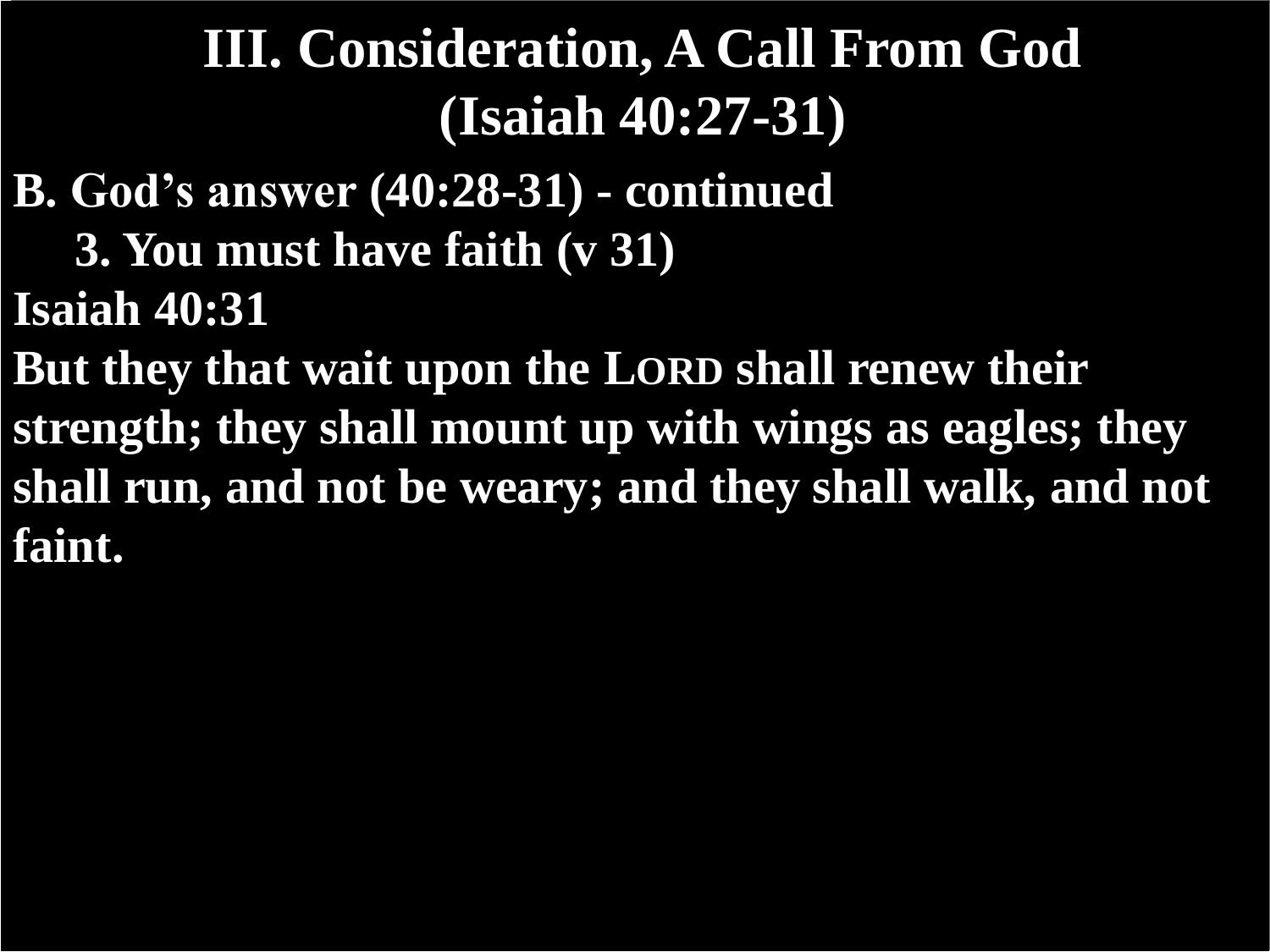# III. Consideration, A Call From God (Isaiah 40:27-31)

**B. God's answer (40:28-31) - continued**

**3. You must have faith (v 31)**

**Isaiah 40:31**

**But they that wait upon the LORD shall renew their strength; they shall mount up with wings as eagles; they shall run, and not be weary; and they shall walk, and not faint.**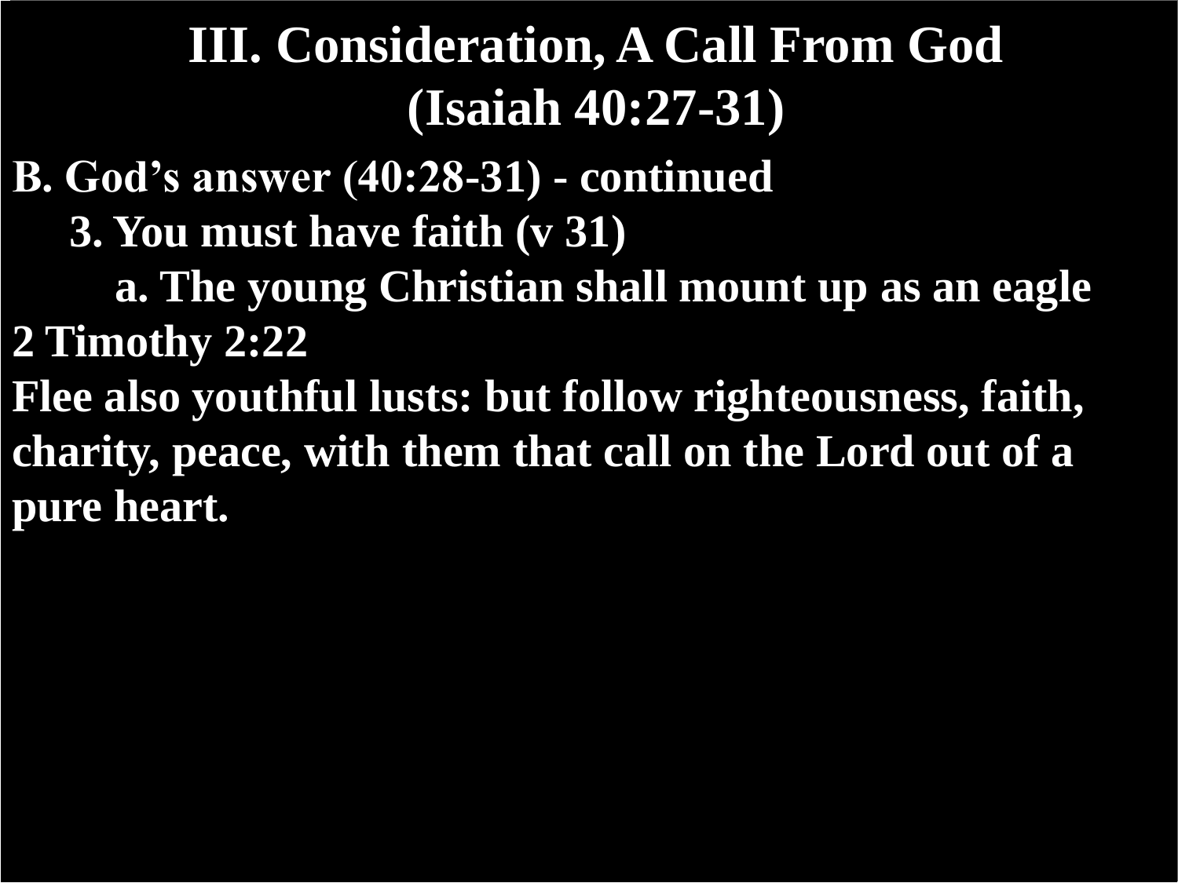# III. Consideration, A Call From God (Isaiah 40:27-31)

**B. God's answer (40:28-31) - continued**

**3. You must have faith (v 31)**

**a. The young Christian shall mount up as an eagle**

**2 Timothy 2:22**

**Flee also youthful lusts: but follow righteousness, faith, charity, peace, with them that call on the Lord out of a pure heart.**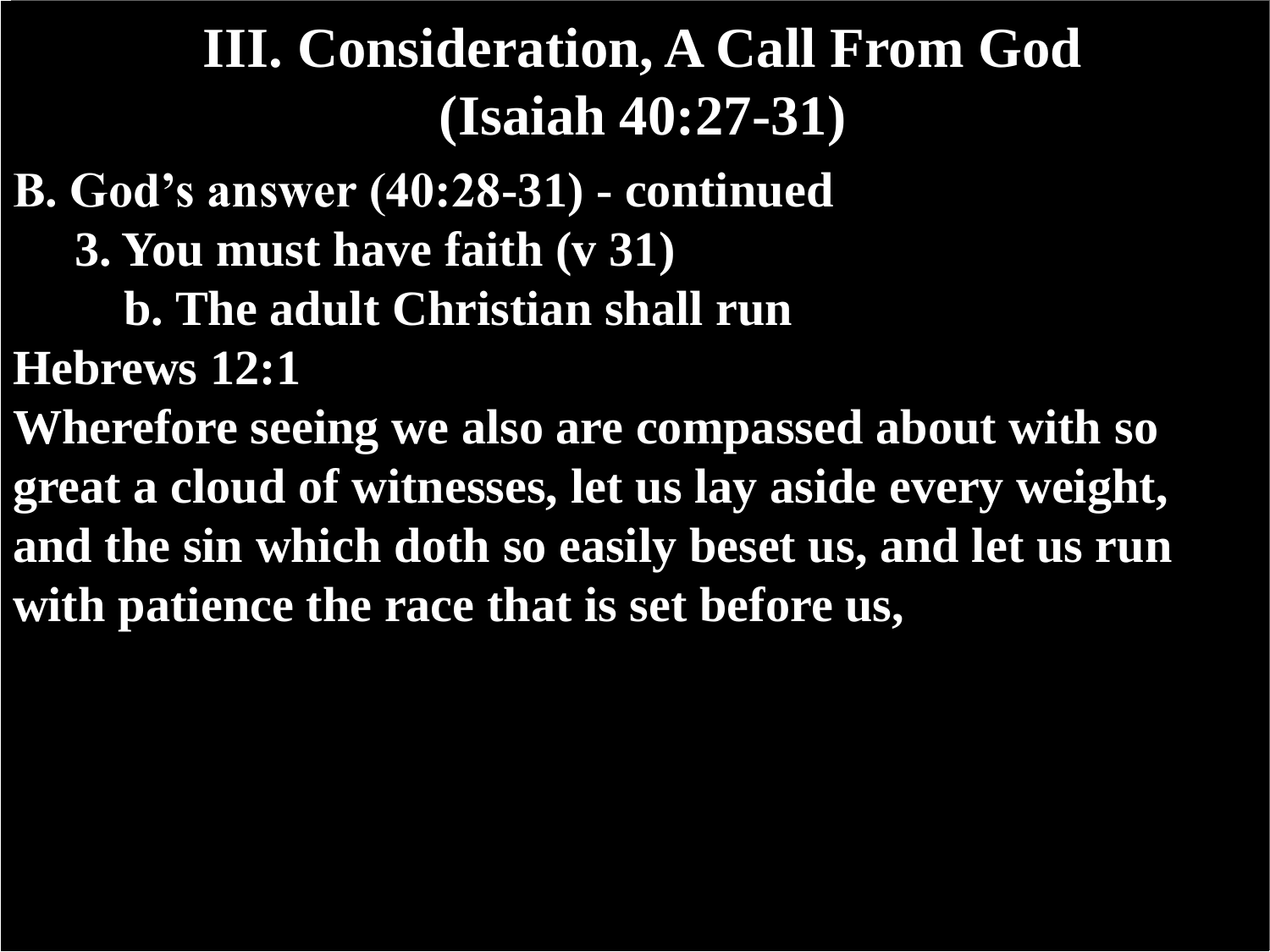# III. Consideration, A Call From God (Isaiah 40:27-31)

**B. God's answer (40:28-31) - continued**

- **3. You must have faith (v 31)**
  - **b. The adult Christian shall run**

**Hebrews 12:1**

**Wherefore seeing we also are compassed about with so great a cloud of witnesses, let us lay aside every weight, and the sin which doth so easily beset us, and let us run with patience the race that is set before us,**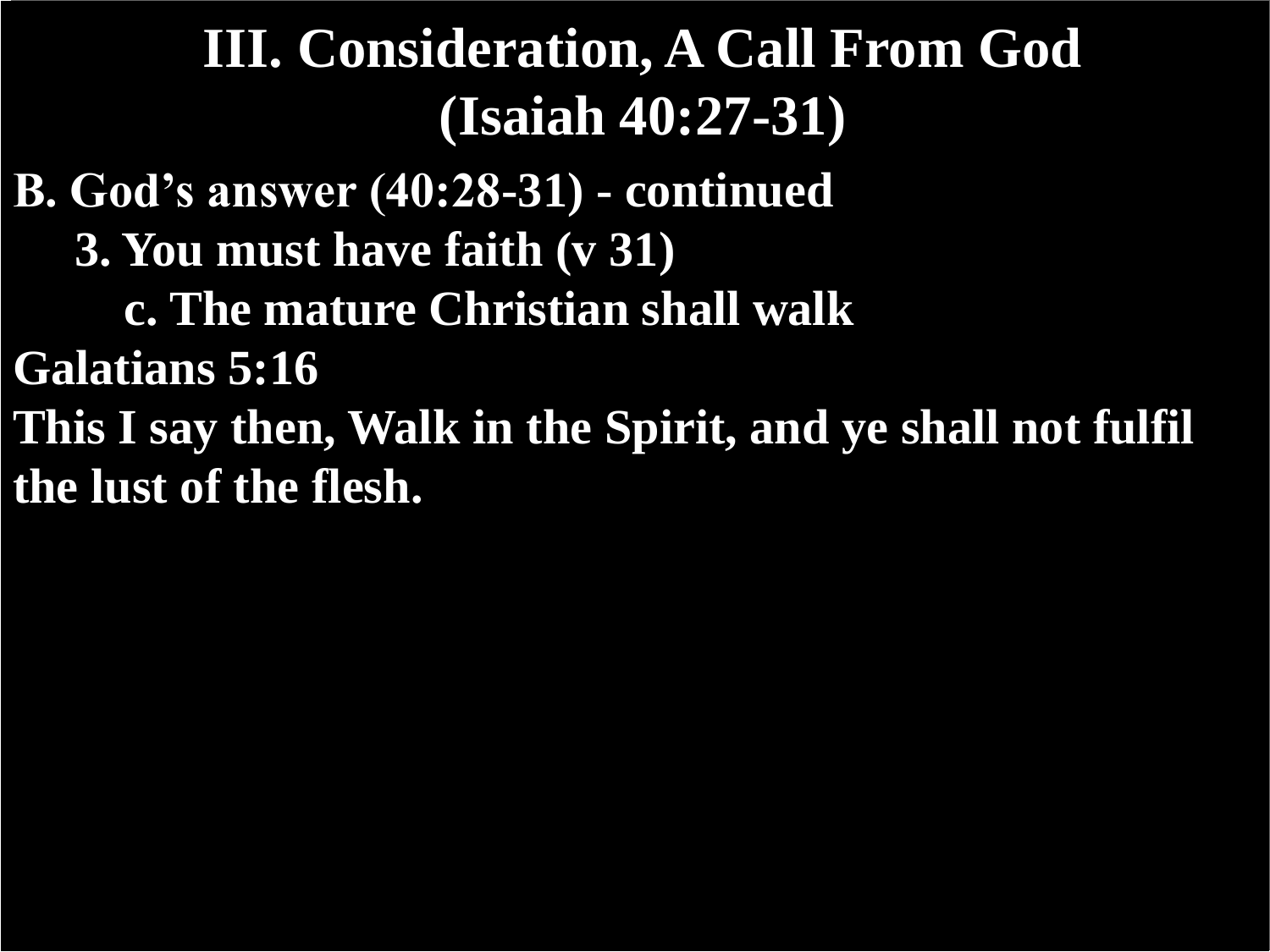# III. Consideration, A Call From God (Isaiah 40:27-31)

**B. God's answer (40:28-31) - continued**

**3. You must have faith (v 31)**

**c. The mature Christian shall walk**

**Galatians 5:16**

**This I say then, Walk in the Spirit, and ye shall not fulfil the lust of the flesh.**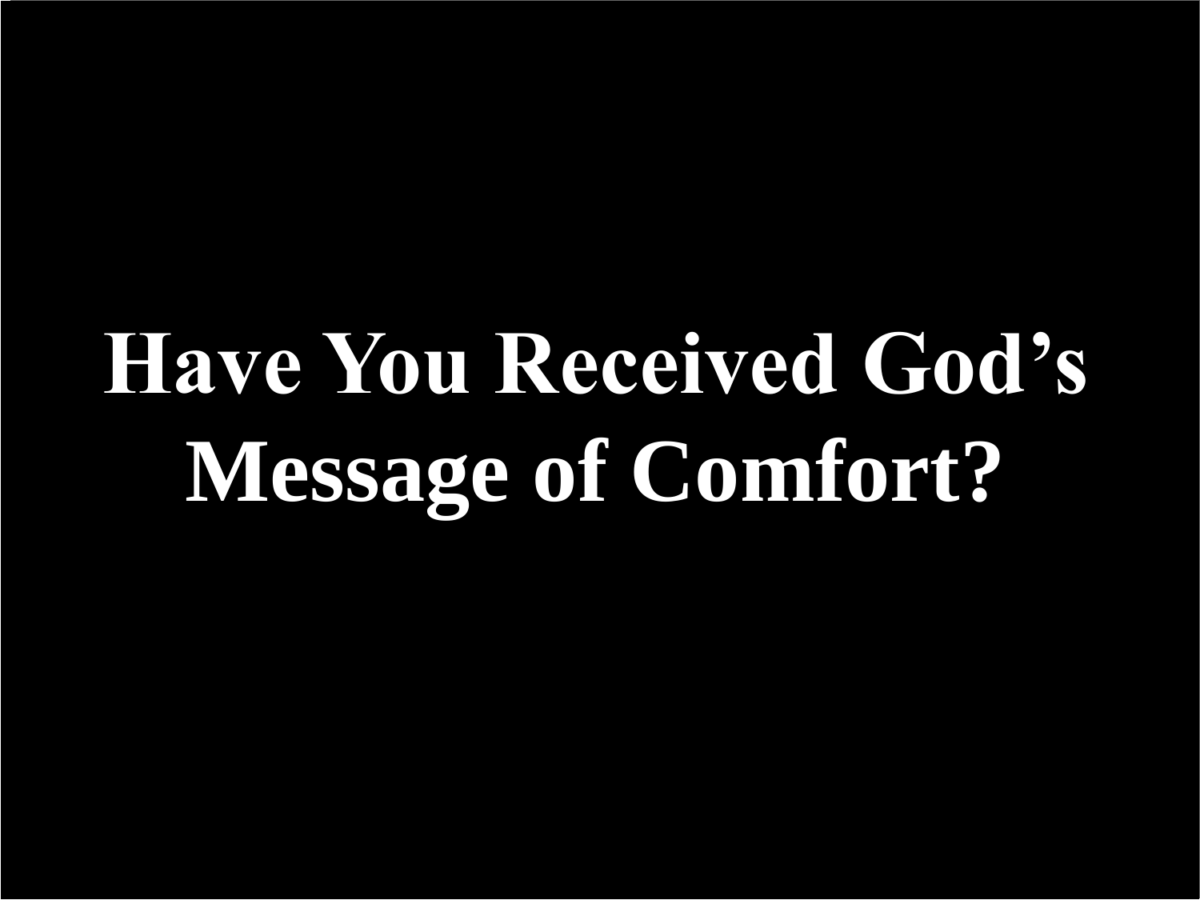# Have You Received God’s Message of Comfort?